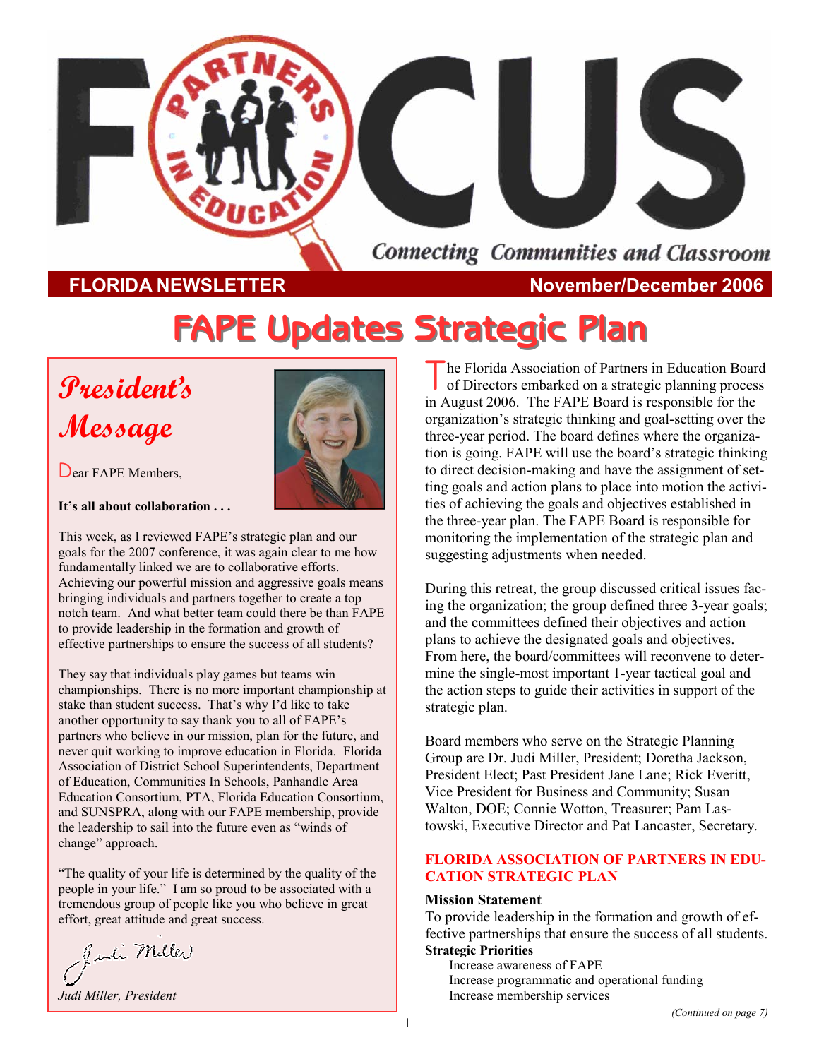# FOCUS

Connecting Communities and Classroom

**FLORIDA NEWSLETTER** **November/December 2006**

# FAPE Updates Strategic Plan

## President's Message

Dear FAPE Members,

**It's all about collaboration . . .**

This week, as I reviewed FAPE's strategic plan and our goals for the 2007 conference, it was again clear to me how fundamentally linked we are to collaborative efforts. Achieving our powerful mission and aggressive goals means bringing individuals and partners together to create a top notch team. And what better team could there be than FAPE to provide leadership in the formation and growth of effective partnerships to ensure the success of all students?

They say that individuals play games but teams win championships. There is no more important championship at stake than student success. That's why I'd like to take another opportunity to say thank you to all of FAPE's partners who believe in our mission, plan for the future, and never quit working to improve education in Florida. Florida Association of District School Superintendents, Department of Education, Communities In Schools, Panhandle Area Education Consortium, PTA, Florida Education Consortium, and SUNSPRA, along with our FAPE membership, provide the leadership to sail into the future even as "winds of change" approach.

"The quality of your life is determined by the quality of the people in your life." I am so proud to be associated with a tremendous group of people like you who believe in great effort, great attitude and great success.

*Judi Miller, President*

The Florida Association of Partners in Education Board of Directors embarked on a strategic planning process in August 2006. The FAPE Board is responsible for the organization's strategic thinking and goal-setting over the three-year period. The board defines where the organization is going. FAPE will use the board's strategic thinking to direct decision-making and have the assignment of setting goals and action plans to place into motion the activities of achieving the goals and objectives established in the three-year plan. The FAPE Board is responsible for monitoring the implementation of the strategic plan and suggesting adjustments when needed.

During this retreat, the group discussed critical issues facing the organization; the group defined three 3-year goals; and the committees defined their objectives and action plans to achieve the designated goals and objectives. From here, the board/committees will reconvene to determine the single-most important 1-year tactical goal and the action steps to guide their activities in support of the strategic plan.

Board members who serve on the Strategic Planning Group are Dr. Judi Miller, President; Doretha Jackson, President Elect; Past President Jane Lane; Rick Everitt, Vice President for Business and Community; Susan Walton, DOE; Connie Wotton, Treasurer; Pam Lastowski, Executive Director and Pat Lancaster, Secretary.

### FLORIDA ASSOCIATION OF PARTNERS IN EDUCATION STRATEGIC PLAN

**Mission Statement**

To provide leadership in the formation and growth of effective partnerships that ensure the success of all students.

**Strategic Priorities**

- Increase awareness of FAPE
- Increase programmatic and operational funding
- Increase membership services

*(Continued on page 7)*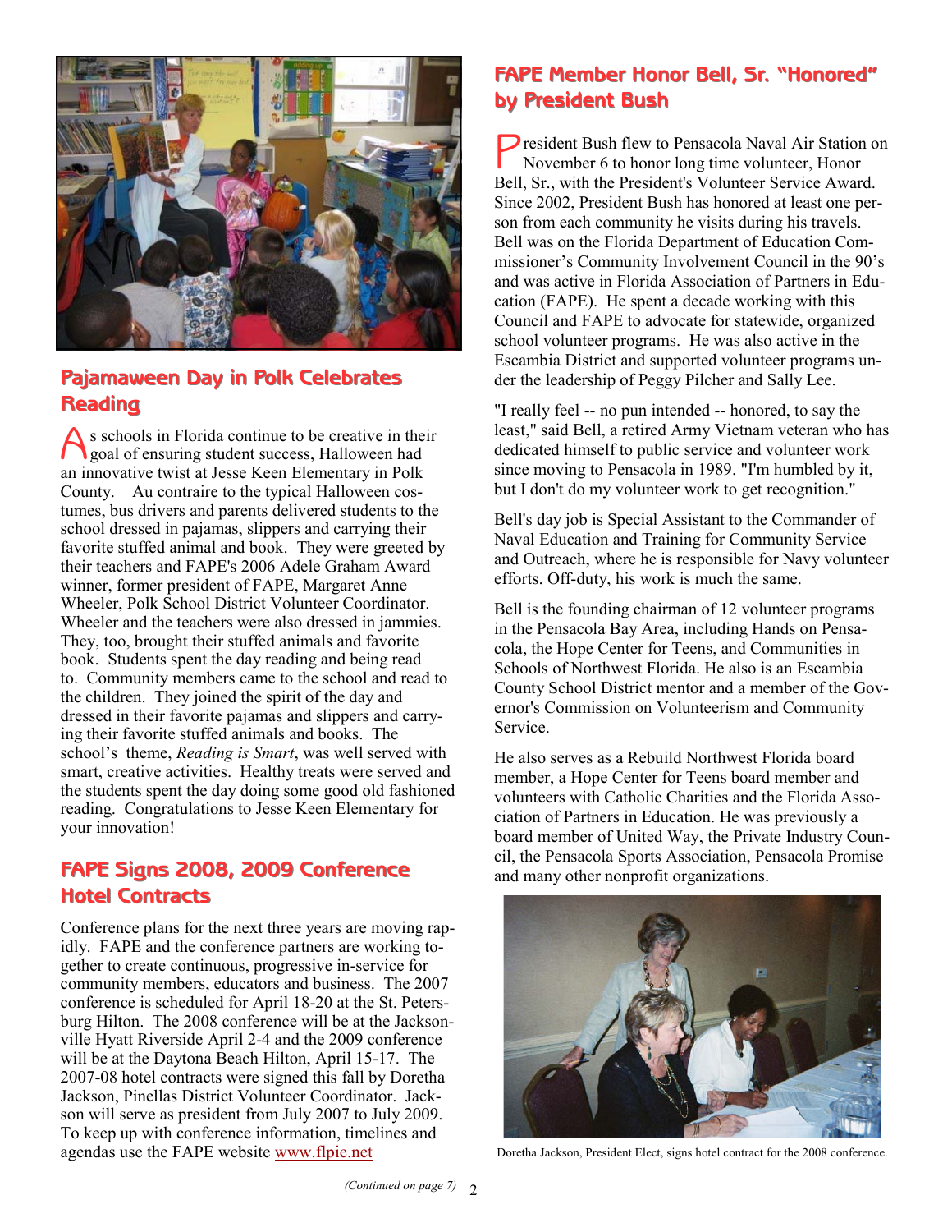## Pajamaween Day in Polk Celebrates Reading

As schools in Florida continue to be creative in their goal of ensuring student success, Halloween had an innovative twist at Jesse Keen Elementary in Polk County. Au contraire to the typical Halloween costumes, bus drivers and parents delivered students to the school dressed in pajamas, slippers and carrying their favorite stuffed animal and book. They were greeted by their teachers and FAPE's 2006 Adele Graham Award winner, former president of FAPE, Margaret Anne Wheeler, Polk School District Volunteer Coordinator. Wheeler and the teachers were also dressed in jammies. They, too, brought their stuffed animals and favorite book. Students spent the day reading and being read to. Community members came to the school and read to the children. They joined the spirit of the day and dressed in their favorite pajamas and slippers and carrying their favorite stuffed animals and books. The school's theme, *Reading is Smart*, was well served with smart, creative activities. Healthy treats were served and the students spent the day doing some good old fashioned reading. Congratulations to Jesse Keen Elementary for your innovation!

## FAPE Signs 2008, 2009 Conference Hotel Contracts

Conference plans for the next three years are moving rapidly. FAPE and the conference partners are working together to create continuous, progressive in-service for community members, educators and business. The 2007 conference is scheduled for April 18-20 at the St. Petersburg Hilton. The 2008 conference will be at the Jacksonville Hyatt Riverside April 2-4 and the 2009 conference will be at the Daytona Beach Hilton, April 15-17. The 2007-08 hotel contracts were signed this fall by Doretha Jackson, Pinellas District Volunteer Coordinator. Jackson will serve as president from July 2007 to July 2009. To keep up with conference information, timelines and agendas use the FAPE website www.flpie.net

(Continued on page 7)

## FAPE Member Honor Bell, Sr. "Honored" by President Bush

President Bush flew to Pensacola Naval Air Station on November 6 to honor long time volunteer, Honor Bell, Sr., with the President's Volunteer Service Award. Since 2002, President Bush has honored at least one person from each community he visits during his travels. Bell was on the Florida Department of Education Commissioner's Community Involvement Council in the 90's and was active in Florida Association of Partners in Education (FAPE). He spent a decade working with this Council and FAPE to advocate for statewide, organized school volunteer programs. He was also active in the Escambia District and supported volunteer programs under the leadership of Peggy Pilcher and Sally Lee.

"I really feel -- no pun intended -- honored, to say the least," said Bell, a retired Army Vietnam veteran who has dedicated himself to public service and volunteer work since moving to Pensacola in 1989. "I'm humbled by it, but I don't do my volunteer work to get recognition."

Bell's day job is Special Assistant to the Commander of Naval Education and Training for Community Service and Outreach, where he is responsible for Navy volunteer efforts. Off-duty, his work is much the same.

Bell is the founding chairman of 12 volunteer programs in the Pensacola Bay Area, including Hands on Pensacola, the Hope Center for Teens, and Communities in Schools of Northwest Florida. He also is an Escambia County School District mentor and a member of the Governor's Commission on Volunteerism and Community Service.

He also serves as a Rebuild Northwest Florida board member, a Hope Center for Teens board member and volunteers with Catholic Charities and the Florida Association of Partners in Education. He was previously a board member of United Way, the Private Industry Council, the Pensacola Sports Association, Pensacola Promise and many other nonprofit organizations.

Doretha Jackson, President Elect, signs hotel contract for the 2008 conference.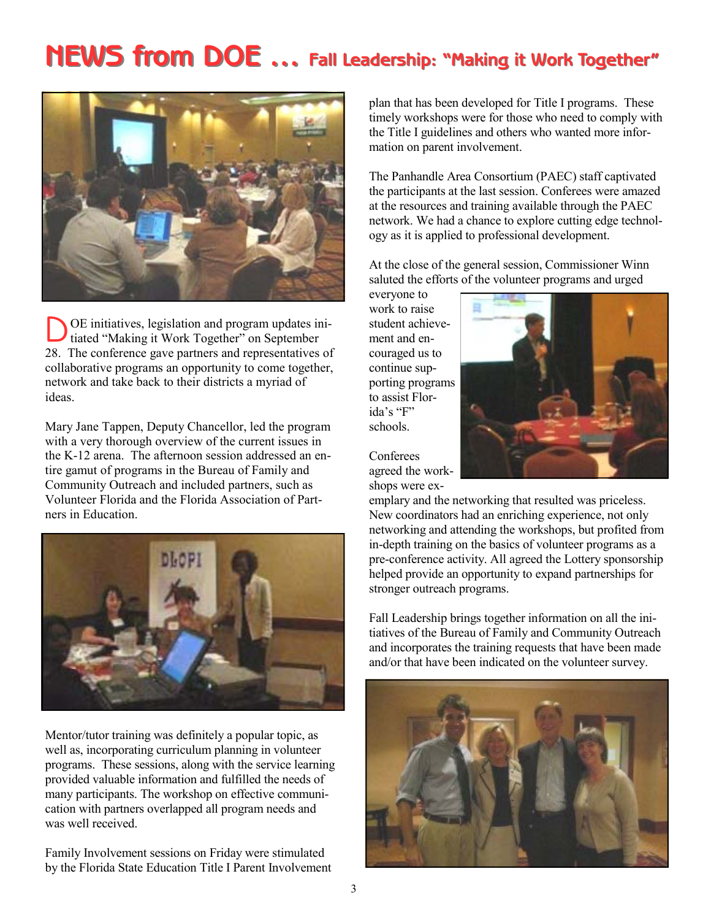# NEWS from DOE ... Fall Leadership: "Making it Work Together"

DOE initiatives, legislation and program updates initiated "Making it Work Together" on September 28. The conference gave partners and representatives of collaborative programs an opportunity to come together, network and take back to their districts a myriad of ideas.

Mary Jane Tappen, Deputy Chancellor, led the program with a very thorough overview of the current issues in the K-12 arena. The afternoon session addressed an entire gamut of programs in the Bureau of Family and Community Outreach and included partners, such as Volunteer Florida and the Florida Association of Partners in Education.

Mentor/tutor training was definitely a popular topic, as well as, incorporating curriculum planning in volunteer programs. These sessions, along with the service learning provided valuable information and fulfilled the needs of many participants. The workshop on effective communication with partners overlapped all program needs and was well received.

Family Involvement sessions on Friday were stimulated by the Florida State Education Title I Parent Involvement plan that has been developed for Title I programs. These timely workshops were for those who need to comply with the Title I guidelines and others who wanted more information on parent involvement.

The Panhandle Area Consortium (PAEC) staff captivated the participants at the last session. Conferees were amazed at the resources and training available through the PAEC network. We had a chance to explore cutting edge technology as it is applied to professional development.

At the close of the general session, Commissioner Winn saluted the efforts of the volunteer programs and urged everyone to work to raise student achievement and encouraged us to continue supporting programs to assist Florida's "F" schools.

Conferees agreed the workshops were exemplary and the networking that resulted was priceless. New coordinators had an enriching experience, not only networking and attending the workshops, but profited from in-depth training on the basics of volunteer programs as a pre-conference activity. All agreed the Lottery sponsorship helped provide an opportunity to expand partnerships for stronger outreach programs.

Fall Leadership brings together information on all the initiatives of the Bureau of Family and Community Outreach and incorporates the training requests that have been made and/or that have been indicated on the volunteer survey.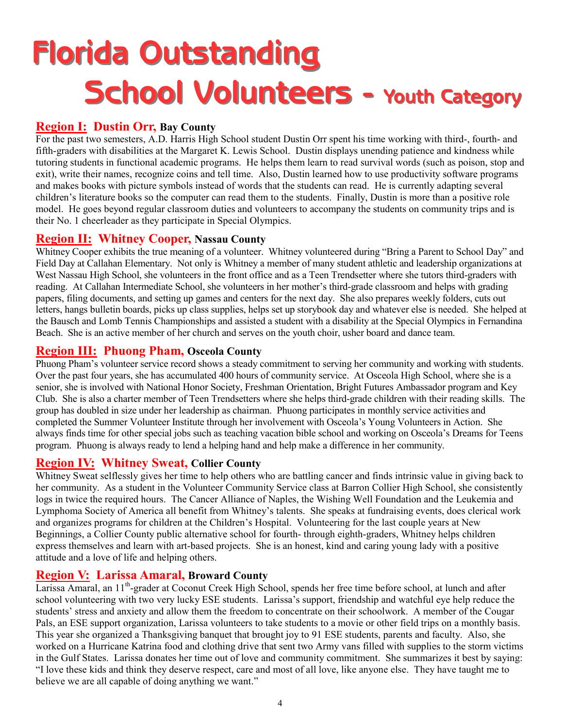# Florida Outstanding School Volunteers - Youth Category

## Region I: Dustin Orr, Bay County

For the past two semesters, A.D. Harris High School student Dustin Orr spent his time working with third-, fourth- and fifth-graders with disabilities at the Margaret K. Lewis School. Dustin displays unending patience and kindness while tutoring students in functional academic programs. He helps them learn to read survival words (such as poison, stop and exit), write their names, recognize coins and tell time. Also, Dustin learned how to use productivity software programs and makes books with picture symbols instead of words that the students can read. He is currently adapting several children's literature books so the computer can read them to the students. Finally, Dustin is more than a positive role model. He goes beyond regular classroom duties and volunteers to accompany the students on community trips and is their No. 1 cheerleader as they participate in Special Olympics.

## Region II: Whitney Cooper, Nassau County

Whitney Cooper exhibits the true meaning of a volunteer. Whitney volunteered during "Bring a Parent to School Day" and Field Day at Callahan Elementary. Not only is Whitney a member of many student athletic and leadership organizations at West Nassau High School, she volunteers in the front office and as a Teen Trendsetter where she tutors third-graders with reading. At Callahan Intermediate School, she volunteers in her mother's third-grade classroom and helps with grading papers, filing documents, and setting up games and centers for the next day. She also prepares weekly folders, cuts out letters, hangs bulletin boards, picks up class supplies, helps set up storybook day and whatever else is needed. She helped at the Bausch and Lomb Tennis Championships and assisted a student with a disability at the Special Olympics in Fernandina Beach. She is an active member of her church and serves on the youth choir, usher board and dance team.

## Region III: Phuong Pham, Osceola County

Phuong Pham's volunteer service record shows a steady commitment to serving her community and working with students. Over the past four years, she has accumulated 400 hours of community service. At Osceola High School, where she is a senior, she is involved with National Honor Society, Freshman Orientation, Bright Futures Ambassador program and Key Club. She is also a charter member of Teen Trendsetters where she helps third-grade children with their reading skills. The group has doubled in size under her leadership as chairman. Phuong participates in monthly service activities and completed the Summer Volunteer Institute through her involvement with Osceola's Young Volunteers in Action. She always finds time for other special jobs such as teaching vacation bible school and working on Osceola's Dreams for Teens program. Phuong is always ready to lend a helping hand and help make a difference in her community.

## Region IV: Whitney Sweat, Collier County

Whitney Sweat selflessly gives her time to help others who are battling cancer and finds intrinsic value in giving back to her community. As a student in the Volunteer Community Service class at Barron Collier High School, she consistently logs in twice the required hours. The Cancer Alliance of Naples, the Wishing Well Foundation and the Leukemia and Lymphoma Society of America all benefit from Whitney's talents. She speaks at fundraising events, does clerical work and organizes programs for children at the Children's Hospital. Volunteering for the last couple years at New Beginnings, a Collier County public alternative school for fourth- through eighth-graders, Whitney helps children express themselves and learn with art-based projects. She is an honest, kind and caring young lady with a positive attitude and a love of life and helping others.

## Region V: Larissa Amaral, Broward County

Larissa Amaral, an 11th-grader at Coconut Creek High School, spends her free time before school, at lunch and after school volunteering with two very lucky ESE students. Larissa's support, friendship and watchful eye help reduce the students' stress and anxiety and allow them the freedom to concentrate on their schoolwork. A member of the Cougar Pals, an ESE support organization, Larissa volunteers to take students to a movie or other field trips on a monthly basis. This year she organized a Thanksgiving banquet that brought joy to 91 ESE students, parents and faculty. Also, she worked on a Hurricane Katrina food and clothing drive that sent two Army vans filled with supplies to the storm victims in the Gulf States. Larissa donates her time out of love and community commitment. She summarizes it best by saying: "I love these kids and think they deserve respect, care and most of all love, like anyone else. They have taught me to believe we are all capable of doing anything we want."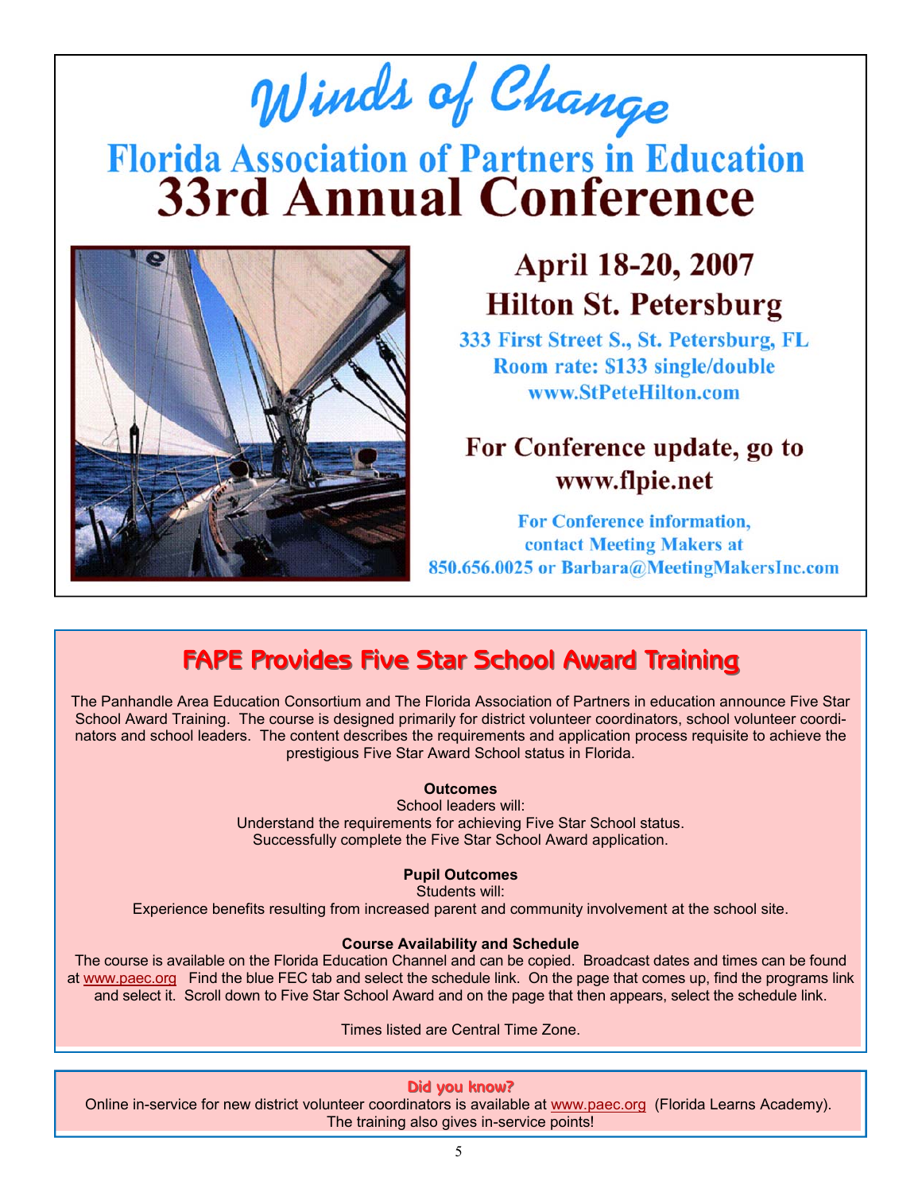# Winds of Change

## Florida Association of Partners in Education
# 33rd Annual Conference

## April 18-20, 2007
## Hilton St. Petersburg

333 First Street S., St. Petersburg, FL
Room rate: $133 single/double
www.StPeteHilton.com

### For Conference update, go to www.flpie.net

For Conference information, contact Meeting Makers at 850.656.0025 or Barbara@MeetingMakersInc.com

## FAPE Provides Five Star School Award Training

The Panhandle Area Education Consortium and The Florida Association of Partners in education announce Five Star School Award Training. The course is designed primarily for district volunteer coordinators, school volunteer coordinators and school leaders. The content describes the requirements and application process requisite to achieve the prestigious Five Star Award School status in Florida.

**Outcomes**

School leaders will:
Understand the requirements for achieving Five Star School status.
Successfully complete the Five Star School Award application.

**Pupil Outcomes**

Students will:
Experience benefits resulting from increased parent and community involvement at the school site.

**Course Availability and Schedule**

The course is available on the Florida Education Channel and can be copied. Broadcast dates and times can be found at www.paec.org Find the blue FEC tab and select the schedule link. On the page that comes up, find the programs link and select it. Scroll down to Five Star School Award and on the page that then appears, select the schedule link.

Times listed are Central Time Zone.

**Did you know?**

Online in-service for new district volunteer coordinators is available at www.paec.org (Florida Learns Academy). The training also gives in-service points!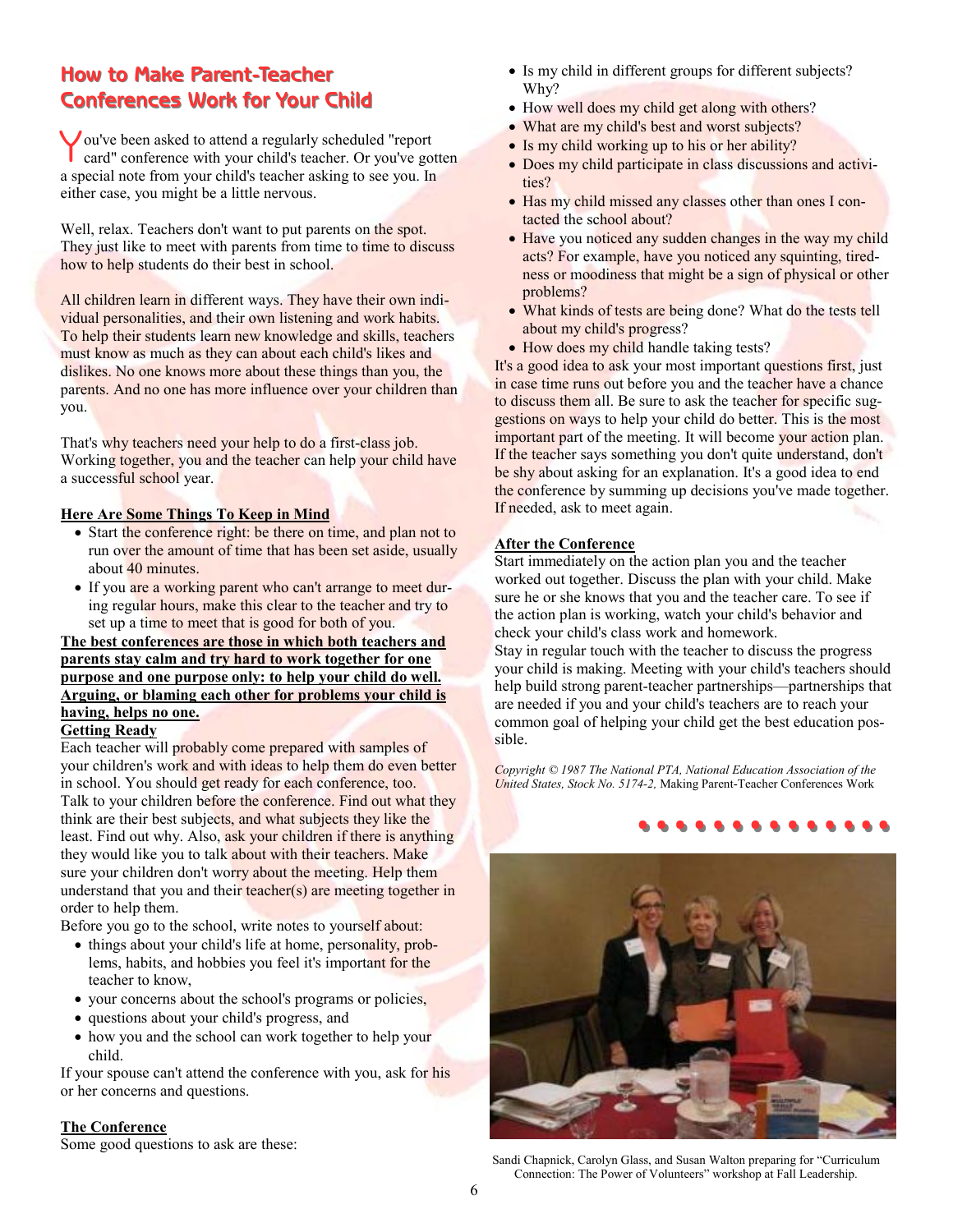## How to Make Parent-Teacher Conferences Work for Your Child

You've been asked to attend a regularly scheduled "report card" conference with your child's teacher. Or you've gotten a special note from your child's teacher asking to see you. In either case, you might be a little nervous.

Well, relax. Teachers don't want to put parents on the spot. They just like to meet with parents from time to time to discuss how to help students do their best in school.

All children learn in different ways. They have their own individual personalities, and their own listening and work habits. To help their students learn new knowledge and skills, teachers must know as much as they can about each child's likes and dislikes. No one knows more about these things than you, the parents. And no one has more influence over your children than you.

That's why teachers need your help to do a first-class job. Working together, you and the teacher can help your child have a successful school year.

**Here Are Some Things To Keep in Mind**

- Start the conference right: be there on time, and plan not to run over the amount of time that has been set aside, usually about 40 minutes.
- If you are a working parent who can't arrange to meet during regular hours, make this clear to the teacher and try to set up a time to meet that is good for both of you.

**The best conferences are those in which both teachers and parents stay calm and try hard to work together for one purpose and one purpose only: to help your child do well. Arguing, or blaming each other for problems your child is having, helps no one.**

**Getting Ready**

Each teacher will probably come prepared with samples of your children's work and with ideas to help them do even better in school. You should get ready for each conference, too. Talk to your children before the conference. Find out what they think are their best subjects, and what subjects they like the least. Find out why. Also, ask your children if there is anything they would like you to talk about with their teachers. Make sure your children don't worry about the meeting. Help them understand that you and their teacher(s) are meeting together in order to help them.

Before you go to the school, write notes to yourself about:

- things about your child's life at home, personality, problems, habits, and hobbies you feel it's important for the teacher to know,
- your concerns about the school's programs or policies,
- questions about your child's progress, and
- how you and the school can work together to help your child.

If your spouse can't attend the conference with you, ask for his or her concerns and questions.

**The Conference**

Some good questions to ask are these:

- Is my child in different groups for different subjects? Why?
- How well does my child get along with others?
- What are my child's best and worst subjects?
- Is my child working up to his or her ability?
- Does my child participate in class discussions and activities?
- Has my child missed any classes other than ones I contacted the school about?
- Have you noticed any sudden changes in the way my child acts? For example, have you noticed any squinting, tiredness or moodiness that might be a sign of physical or other problems?
- What kinds of tests are being done? What do the tests tell about my child's progress?
- How does my child handle taking tests?

It's a good idea to ask your most important questions first, just in case time runs out before you and the teacher have a chance to discuss them all. Be sure to ask the teacher for specific suggestions on ways to help your child do better. This is the most important part of the meeting. It will become your action plan. If the teacher says something you don't quite understand, don't be shy about asking for an explanation. It's a good idea to end the conference by summing up decisions you've made together. If needed, ask to meet again.

**After the Conference**

Start immediately on the action plan you and the teacher worked out together. Discuss the plan with your child. Make sure he or she knows that you and the teacher care. To see if the action plan is working, watch your child's behavior and check your child's class work and homework.

Stay in regular touch with the teacher to discuss the progress your child is making. Meeting with your child's teachers should help build strong parent-teacher partnerships—partnerships that are needed if you and your child's teachers are to reach your common goal of helping your child get the best education possible.

*Copyright © 1987 The National PTA, National Education Association of the United States, Stock No. 5174-2,* Making Parent-Teacher Conferences Work

Sandi Chapnick, Carolyn Glass, and Susan Walton preparing for "Curriculum Connection: The Power of Volunteers" workshop at Fall Leadership.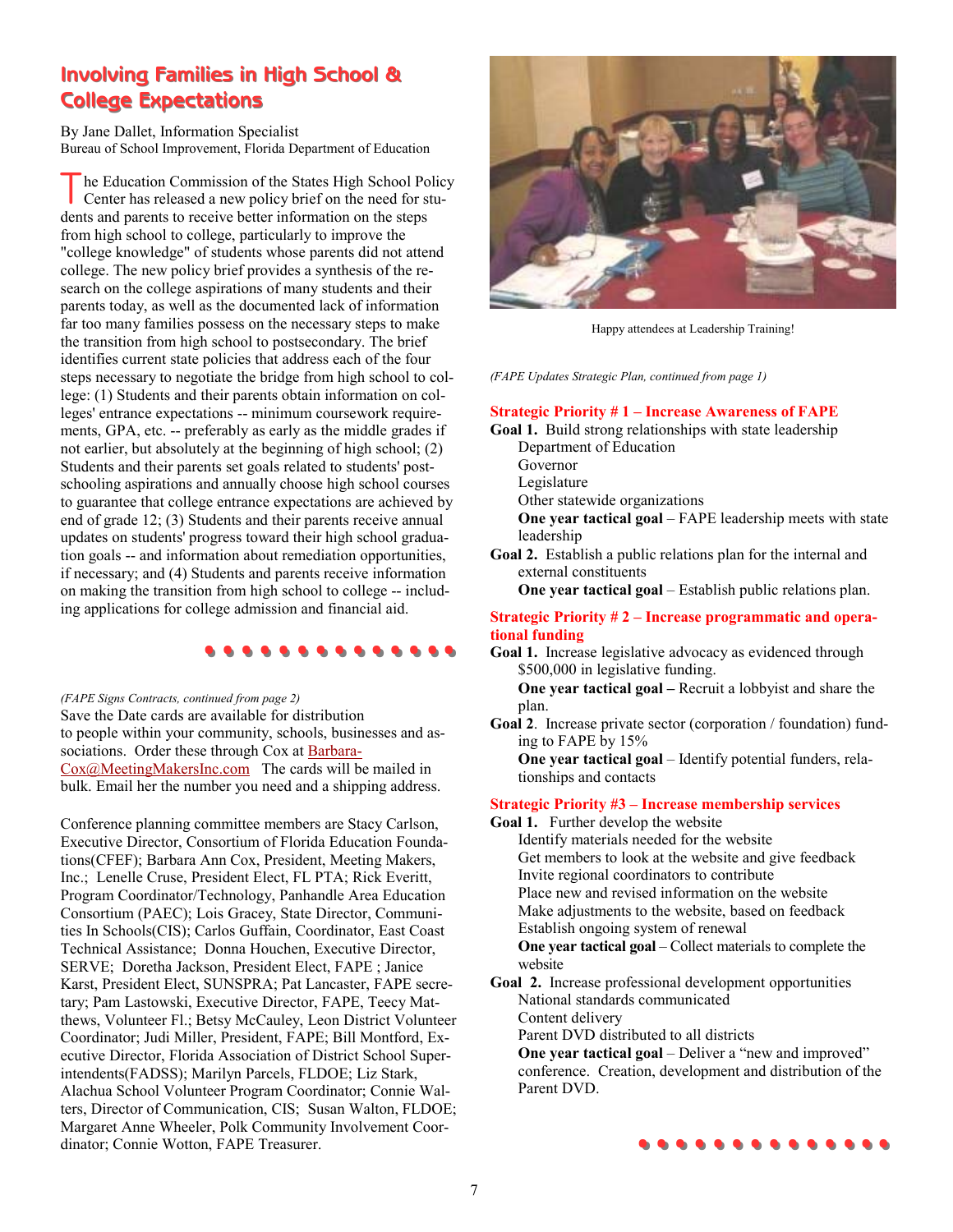## Involving Families in High School & College Expectations

By Jane Dallet, Information Specialist
Bureau of School Improvement, Florida Department of Education

The Education Commission of the States High School Policy Center has released a new policy brief on the need for students and parents to receive better information on the steps from high school to college, particularly to improve the "college knowledge" of students whose parents did not attend college. The new policy brief provides a synthesis of the research on the college aspirations of many students and their parents today, as well as the documented lack of information far too many families possess on the necessary steps to make the transition from high school to postsecondary. The brief identifies current state policies that address each of the four steps necessary to negotiate the bridge from high school to college: (1) Students and their parents obtain information on colleges' entrance expectations -- minimum coursework requirements, GPA, etc. -- preferably as early as the middle grades if not earlier, but absolutely at the beginning of high school; (2) Students and their parents set goals related to students' postschooling aspirations and annually choose high school courses to guarantee that college entrance expectations are achieved by end of grade 12; (3) Students and their parents receive annual updates on students' progress toward their high school graduation goals -- and information about remediation opportunities, if necessary; and (4) Students and parents receive information on making the transition from high school to college -- including applications for college admission and financial aid.

*(FAPE Signs Contracts, continued from page 2)*

Save the Date cards are available for distribution to people within your community, schools, businesses and associations. Order these through Cox at Barbara-Cox@MeetingMakersInc.com The cards will be mailed in bulk. Email her the number you need and a shipping address.

Conference planning committee members are Stacy Carlson, Executive Director, Consortium of Florida Education Foundations(CFEF); Barbara Ann Cox, President, Meeting Makers, Inc.; Lenelle Cruse, President Elect, FL PTA; Rick Everitt, Program Coordinator/Technology, Panhandle Area Education Consortium (PAEC); Lois Gracey, State Director, Communities In Schools(CIS); Carlos Guffain, Coordinator, East Coast Technical Assistance; Donna Houchen, Executive Director, SERVE; Doretha Jackson, President Elect, FAPE ; Janice Karst, President Elect, SUNSPRA; Pat Lancaster, FAPE secretary; Pam Lastowski, Executive Director, FAPE, Teecy Matthews, Volunteer Fl.; Betsy McCauley, Leon District Volunteer Coordinator; Judi Miller, President, FAPE; Bill Montford, Executive Director, Florida Association of District School Superintendents(FADSS); Marilyn Parcels, FLDOE; Liz Stark, Alachua School Volunteer Program Coordinator; Connie Walters, Director of Communication, CIS; Susan Walton, FLDOE; Margaret Anne Wheeler, Polk Community Involvement Coordinator; Connie Wotton, FAPE Treasurer.

Happy attendees at Leadership Training!

*(FAPE Updates Strategic Plan, continued from page 1)*

**Strategic Priority # 1 – Increase Awareness of FAPE**

**Goal 1.** Build strong relationships with state leadership
- Department of Education
- Governor
- Legislature
- Other statewide organizations

**One year tactical goal** – FAPE leadership meets with state leadership

**Goal 2.** Establish a public relations plan for the internal and external constituents

**One year tactical goal** – Establish public relations plan.

**Strategic Priority # 2 – Increase programmatic and operational funding**

**Goal 1.** Increase legislative advocacy as evidenced through $500,000 in legislative funding.

**One year tactical goal –** Recruit a lobbyist and share the plan.

**Goal 2**. Increase private sector (corporation / foundation) funding to FAPE by 15%

**One year tactical goal** – Identify potential funders, relationships and contacts

**Strategic Priority #3 – Increase membership services**

**Goal 1.** Further develop the website
- Identify materials needed for the website
- Get members to look at the website and give feedback
- Invite regional coordinators to contribute
- Place new and revised information on the website
- Make adjustments to the website, based on feedback
- Establish ongoing system of renewal

**One year tactical goal** – Collect materials to complete the website

**Goal 2.** Increase professional development opportunities
- National standards communicated
- Content delivery
- Parent DVD distributed to all districts

**One year tactical goal** – Deliver a "new and improved" conference. Creation, development and distribution of the Parent DVD.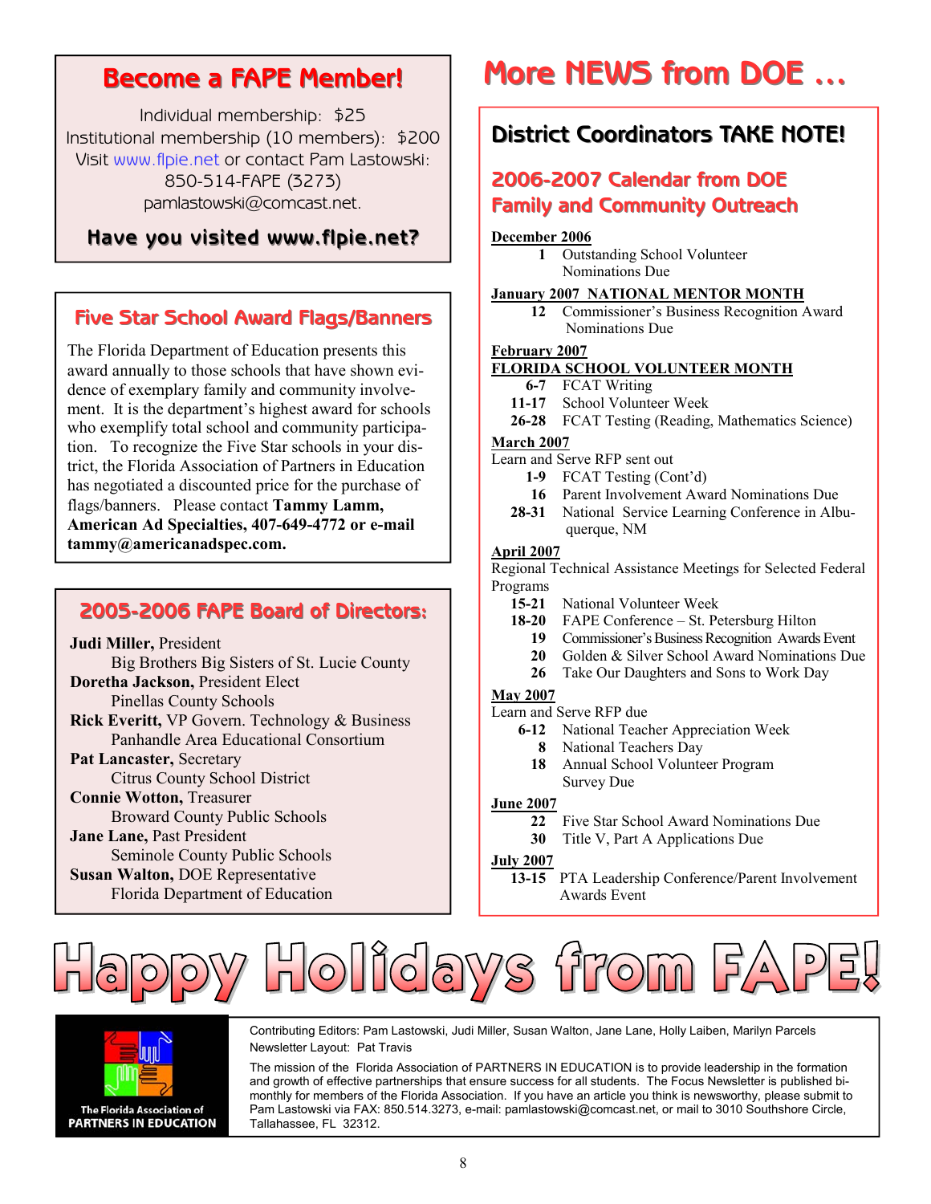## Become a FAPE Member!

Individual membership: $25
Institutional membership (10 members): $200
Visit www.flpie.net or contact Pam Lastowski:
850-514-FAPE (3273)
pamlastowski@comcast.net.

**Have you visited www.flpie.net?**

## Five Star School Award Flags/Banners

The Florida Department of Education presents this award annually to those schools that have shown evidence of exemplary family and community involvement. It is the department's highest award for schools who exemplify total school and community participation. To recognize the Five Star schools in your district, the Florida Association of Partners in Education has negotiated a discounted price for the purchase of flags/banners. Please contact **Tammy Lamm, American Ad Specialties, 407-649-4772 or e-mail tammy@americanadspec.com.**

## 2005-2006 FAPE Board of Directors:

**Judi Miller,** President
Big Brothers Big Sisters of St. Lucie County
**Doretha Jackson,** President Elect
Pinellas County Schools
**Rick Everitt,** VP Govern. Technology & Business
Panhandle Area Educational Consortium
**Pat Lancaster,** Secretary
Citrus County School District
**Connie Wotton,** Treasurer
Broward County Public Schools
**Jane Lane,** Past President
Seminole County Public Schools
**Susan Walton,** DOE Representative
Florida Department of Education

# More NEWS from DOE ...

## District Coordinators TAKE NOTE!

### 2006-2007 Calendar from DOE Family and Community Outreach

**December 2006**
- **1** Outstanding School Volunteer Nominations Due

**January 2007 NATIONAL MENTOR MONTH**
- **12** Commissioner's Business Recognition Award Nominations Due

**February 2007**
**FLORIDA SCHOOL VOLUNTEER MONTH**
- **6-7** FCAT Writing
- **11-17** School Volunteer Week
- **26-28** FCAT Testing (Reading, Mathematics Science)

**March 2007**
Learn and Serve RFP sent out
- **1-9** FCAT Testing (Cont'd)
- **16** Parent Involvement Award Nominations Due
- **28-31** National Service Learning Conference in Albuquerque, NM

**April 2007**
Regional Technical Assistance Meetings for Selected Federal Programs
- **15-21** National Volunteer Week
- **18-20** FAPE Conference – St. Petersburg Hilton
- **19** Commissioner's Business Recognition Awards Event
- **20** Golden & Silver School Award Nominations Due
- **26** Take Our Daughters and Sons to Work Day

**May 2007**
Learn and Serve RFP due
- **6-12** National Teacher Appreciation Week
- **8** National Teachers Day
- **18** Annual School Volunteer Program Survey Due

**June 2007**
- **22** Five Star School Award Nominations Due
- **30** Title V, Part A Applications Due

**July 2007**
- **13-15** PTA Leadership Conference/Parent Involvement Awards Event

# Happy Holidays from FAPE!

The Florida Association of PARTNERS IN EDUCATION

Contributing Editors: Pam Lastowski, Judi Miller, Susan Walton, Jane Lane, Holly Laiben, Marilyn Parcels
Newsletter Layout: Pat Travis

The mission of the Florida Association of PARTNERS IN EDUCATION is to provide leadership in the formation and growth of effective partnerships that ensure success for all students. The Focus Newsletter is published bi-monthly for members of the Florida Association. If you have an article you think is newsworthy, please submit to Pam Lastowski via FAX: 850.514.3273, e-mail: pamlastowski@comcast.net, or mail to 3010 Southshore Circle, Tallahassee, FL 32312.